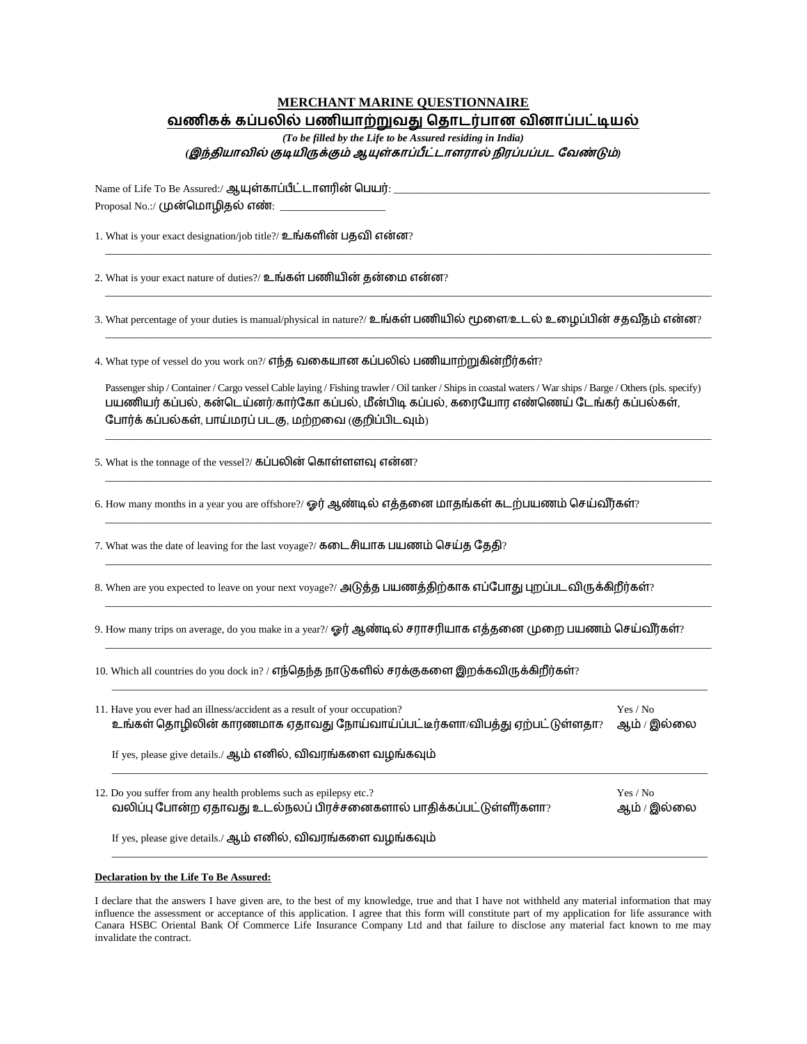# MERCHANT MARINE QUESTIONNAIRE

# வணிகக் கப்பலில் பணியாற்றுவது தொடர்பான வினாப்பட்டியல்

*(To be filled by the Life to be Assured residing in India)*

*(இந்தியாவில் குடியிருக்கும் ஆயுள்காப்பீட்டாளரால் நிரப்பப்பட வேண்டும்)*

Name of Life To Be Assured:/ ஆயுள்காப்பீட்டாளரின் பெயர்: ____________________

Proposal No.:/ முன்மொழிதல் எண்: ____________________

1. What is your exact designation/job title?/ உங்களின் பதவி என்ன?

____________________

2. What is your exact nature of duties?/ உங்கள் பணியின் தன்மை என்ன?

____________________

3. What percentage of your duties is manual/physical in nature?/ உங்கள் பணியில் மூளை/உடல் உழைப்பின் சதவீதம் என்ன?

____________________

4. What type of vessel do you work on?/ எந்த வகையான கப்பலில் பணியாற்றுகின்றீர்கள்?

   Passenger ship / Container / Cargo vessel Cable laying / Fishing trawler / Oil tanker / Ships in coastal waters / War ships / Barge / Others (pls. specify)
   பயணியர் கப்பல், கன்டெய்னர்/கார்கோ கப்பல், மீன்பிடி கப்பல், கரையோர எண்ணெய் டேங்கர் கப்பல்கள், போர்க் கப்பல்கள், பாய்மரப் படகு, மற்றவை (குறிப்பிடவும்)

____________________

5. What is the tonnage of the vessel?/ கப்பலின் கொள்ளளவு என்ன?

____________________

6. How many months in a year you are offshore?/ ஓர் ஆண்டில் எத்தனை மாதங்கள் கடற்பயணம் செய்வீர்கள்?

____________________

7. What was the date of leaving for the last voyage?/ கடைசியாக பயணம் செய்த தேதி?

____________________

8. When are you expected to leave on your next voyage?/ அடுத்த பயணத்திற்காக எப்போது புறப்படவிருக்கிறீர்கள்?

____________________

9. How many trips on average, do you make in a year?/ ஓர் ஆண்டில் சராசரியாக எத்தனை முறை பயணம் செய்வீர்கள்?

____________________

10. Which all countries do you dock in? / எந்தெந்த நாடுகளில் சரக்குகளை இறக்கவிருக்கிறீர்கள்?

____________________

11. Have you ever had an illness/accident as a result of your occupation? Yes / No
    உங்கள் தொழிலின் காரணமாக ஏதாவது நோய்வாய்ப்பட்டீர்களா/விபத்து ஏற்பட்டுள்ளதா? ஆம் / இல்லை

    If yes, please give details./ ஆம் எனில், விவரங்களை வழங்கவும்

____________________

12. Do you suffer from any health problems such as epilepsy etc.? Yes / No
    வலிப்பு போன்ற ஏதாவது உடல்நலப் பிரச்சனைகளால் பாதிக்கப்பட்டுள்ளீர்களா? ஆம் / இல்லை

    If yes, please give details./ ஆம் எனில், விவரங்களை வழங்கவும்

____________________

**Declaration by the Life To Be Assured:**

I declare that the answers I have given are, to the best of my knowledge, true and that I have not withheld any material information that may influence the assessment or acceptance of this application. I agree that this form will constitute part of my application for life assurance with Canara HSBC Oriental Bank Of Commerce Life Insurance Company Ltd and that failure to disclose any material fact known to me may invalidate the contract.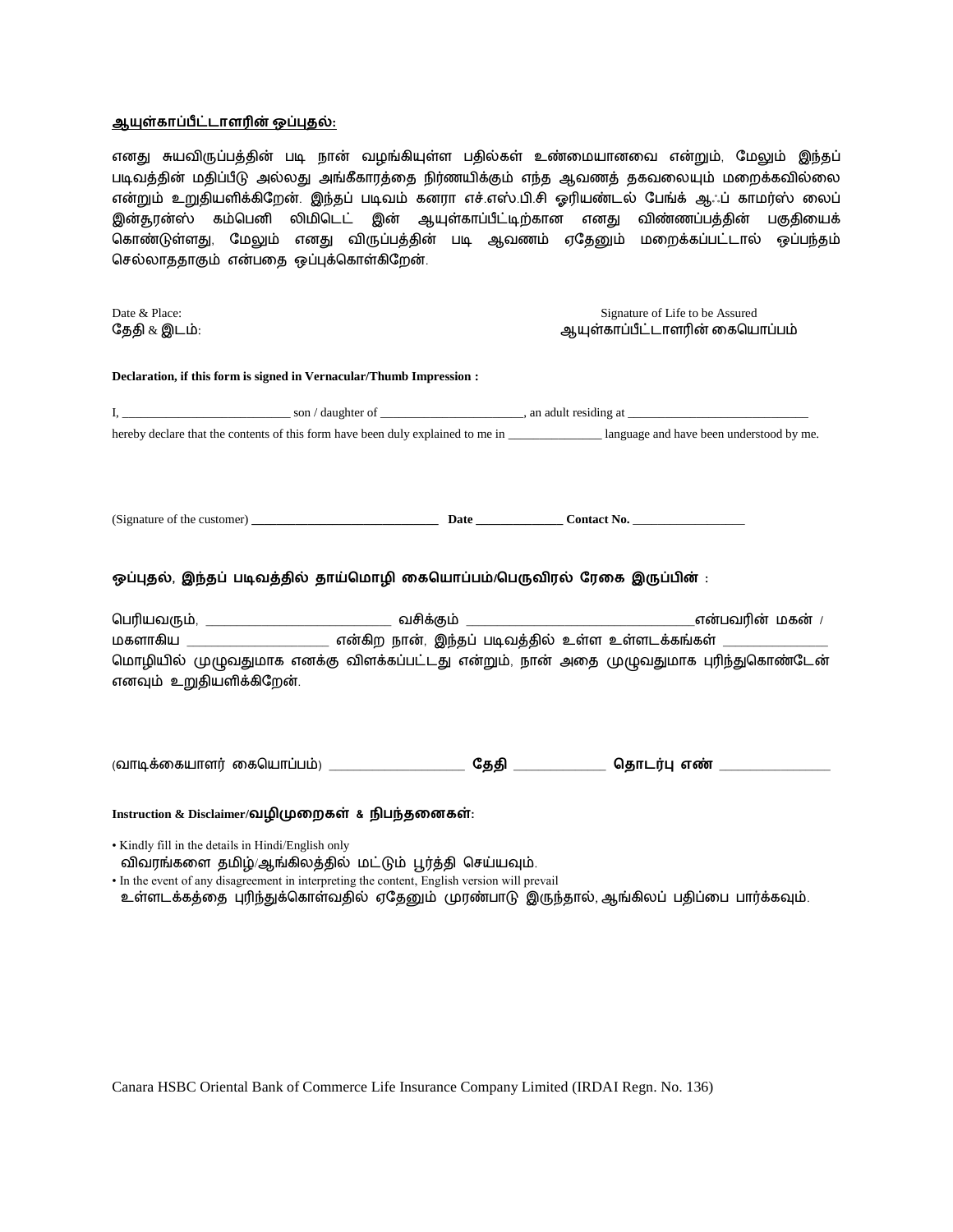**ஆயுள்காப்பீட்டாளரின் ஒப்புதல்:**

எனது சுயவிருப்பத்தின் படி நான் வழங்கியுள்ள பதில்கள் உண்மையானவை என்றும், மேலும் இந்தப் படிவத்தின் மதிப்பீடு அல்லது அங்கீகாரத்தை நிர்ணயிக்கும் எந்த ஆவணத் தகவலையும் மறைக்கவில்லை என்றும் உறுதியளிக்கிறேன். இந்தப் படிவம் கனரா எச்.எஸ்.பி.சி ஓரியண்டல் பேங்க் ஆ்ப் காமர்ஸ் லைப் இன்சூரன்ஸ் கம்பெனி லிமிடெட் இன் ஆயுள்காப்பீட்டிற்கான எனது விண்ணப்பத்தின் பகுதியைக் கொண்டுள்ளது, மேலும் எனது விருப்பத்தின் படி ஆவணம் ஏதேனும் மறைக்கப்பட்டால் ஒப்பந்தம் செல்லாததாகும் என்பதை ஒப்புக்கொள்கிறேன்.

Date & Place:
தேதி & இடம்:

Signature of Life to be Assured
ஆயுள்காப்பீட்டாளரின் கையொப்பம்

**Declaration, if this form is signed in Vernacular/Thumb Impression :**

I, ___________________________ son / daughter of _______________________, an adult residing at _____________________________ hereby declare that the contents of this form have been duly explained to me in _______________ language and have been understood by me.

(Signature of the customer) ______________________________ **Date** ______________ **Contact No.** __________________

**ஒப்புதல், இந்தப் படிவத்தில் தாய்மொழி கையொப்பம்/பெருவிரல் ரேகை இருப்பின் :**

பெரியவரும், _________________________ வசிக்கும் _______________________________என்பவரின் மகன் / மகளாகிய ___________________ என்கிற நான், இந்தப் படிவத்தில் உள்ள உள்ளடக்கங்கள் ______________ மொழியில் முழுவதுமாக எனக்கு விளக்கப்பட்டது என்றும், நான் அதை முழுவதுமாக புரிந்துகொண்டேன் எனவும் உறுதியளிக்கிறேன்.

(வாடிக்கையாளர் கையொப்பம்) __________________ **தேதி** ____________ **தொடர்பு எண்** ______________

**Instruction & Disclaimer/வழிமுறைகள் & நிபந்தனைகள்:**

- Kindly fill in the details in Hindi/English only
  விவரங்களை தமிழ்/ஆங்கிலத்தில் மட்டும் பூர்த்தி செய்யவும்.
- In the event of any disagreement in interpreting the content, English version will prevail
  உள்ளடக்கத்தை புரிந்துக்கொள்வதில் ஏதேனும் முரண்பாடு இருந்தால், ஆங்கிலப் பதிப்பை பார்க்கவும்.

Canara HSBC Oriental Bank of Commerce Life Insurance Company Limited (IRDAI Regn. No. 136)